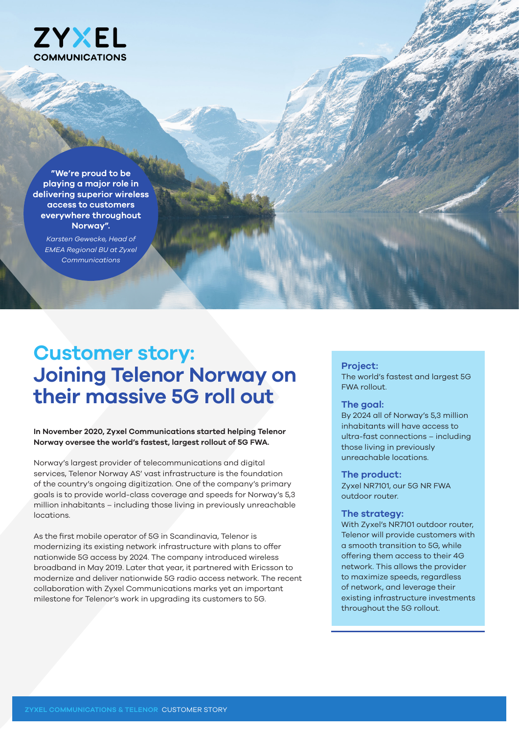ZYXEL COMMUNICATIONS

> **"We're proud to be playing a major role in delivering superior wireless access to customers everywhere throughout Norway".**
>
> *Karsten Gewecke, Head of EMEA Regional BU at Zyxel Communications*

# Customer story: Joining Telenor Norway on their massive 5G roll out

**In November 2020, Zyxel Communications started helping Telenor Norway oversee the world's fastest, largest rollout of 5G FWA.**

Norway's largest provider of telecommunications and digital services, Telenor Norway AS' vast infrastructure is the foundation of the country's ongoing digitization. One of the company's primary goals is to provide world-class coverage and speeds for Norway's 5,3 million inhabitants – including those living in previously unreachable locations.

As the first mobile operator of 5G in Scandinavia, Telenor is modernizing its existing network infrastructure with plans to offer nationwide 5G access by 2024. The company introduced wireless broadband in May 2019. Later that year, it partnered with Ericsson to modernize and deliver nationwide 5G radio access network. The recent collaboration with Zyxel Communications marks yet an important milestone for Telenor's work in upgrading its customers to 5G.

### Project:
The world's fastest and largest 5G FWA rollout.

### The goal:
By 2024 all of Norway's 5,3 million inhabitants will have access to ultra-fast connections – including those living in previously unreachable locations.

### The product:
Zyxel NR7101, our 5G NR FWA outdoor router.

### The strategy:
With Zyxel's NR7101 outdoor router, Telenor will provide customers with a smooth transition to 5G, while offering them access to their 4G network. This allows the provider to maximize speeds, regardless of network, and leverage their existing infrastructure investments throughout the 5G rollout.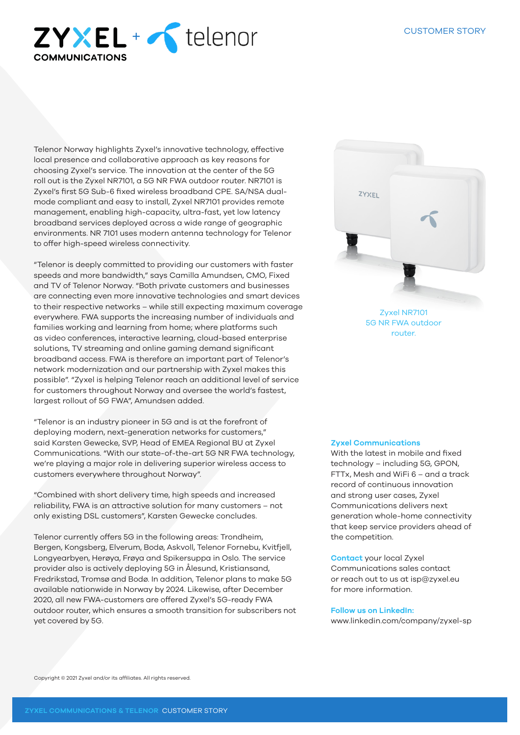Telenor Norway highlights Zyxel's innovative technology, effective local presence and collaborative approach as key reasons for choosing Zyxel's service. The innovation at the center of the 5G roll out is the Zyxel NR7101, a 5G NR FWA outdoor router. NR7101 is Zyxel's first 5G Sub-6 fixed wireless broadband CPE. SA/NSA dual-mode compliant and easy to install, Zyxel NR7101 provides remote management, enabling high-capacity, ultra-fast, yet low latency broadband services deployed across a wide range of geographic environments. NR 7101 uses modern antenna technology for Telenor to offer high-speed wireless connectivity.

"Telenor is deeply committed to providing our customers with faster speeds and more bandwidth," says Camilla Amundsen, CMO, Fixed and TV of Telenor Norway. "Both private customers and businesses are connecting even more innovative technologies and smart devices to their respective networks – while still expecting maximum coverage everywhere. FWA supports the increasing number of individuals and families working and learning from home; where platforms such as video conferences, interactive learning, cloud-based enterprise solutions, TV streaming and online gaming demand significant broadband access. FWA is therefore an important part of Telenor's network modernization and our partnership with Zyxel makes this possible". "Zyxel is helping Telenor reach an additional level of service for customers throughout Norway and oversee the world's fastest, largest rollout of 5G FWA", Amundsen added.

"Telenor is an industry pioneer in 5G and is at the forefront of deploying modern, next-generation networks for customers," said Karsten Gewecke, SVP, Head of EMEA Regional BU at Zyxel Communications. "With our state-of-the-art 5G NR FWA technology, we're playing a major role in delivering superior wireless access to customers everywhere throughout Norway".

"Combined with short delivery time, high speeds and increased reliability, FWA is an attractive solution for many customers – not only existing DSL customers", Karsten Gewecke concludes.

Telenor currently offers 5G in the following areas: Trondheim, Bergen, Kongsberg, Elverum, Bodø, Askvoll, Telenor Fornebu, Kvitfjell, Longyearbyen, Herøya, Frøya and Spikersuppa in Oslo. The service provider also is actively deploying 5G in Ålesund, Kristiansand, Fredrikstad, Tromsø and Bodø. In addition, Telenor plans to make 5G available nationwide in Norway by 2024. Likewise, after December 2020, all new FWA-customers are offered Zyxel's 5G-ready FWA outdoor router, which ensures a smooth transition for subscribers not yet covered by 5G.

Zyxel NR7101
5G NR FWA outdoor router.

**Zyxel Communications**
With the latest in mobile and fixed technology – including 5G, GPON, FTTx, Mesh and WiFi 6 – and a track record of continuous innovation and strong user cases, Zyxel Communications delivers next generation whole-home connectivity that keep service providers ahead of the competition.

**Contact** your local Zyxel Communications sales contact or reach out to us at isp@zyxel.eu for more information.

**Follow us on LinkedIn:**
www.linkedin.com/company/zyxel-sp

Copyright © 2021 Zyxel and/or its affiliates. All rights reserved.